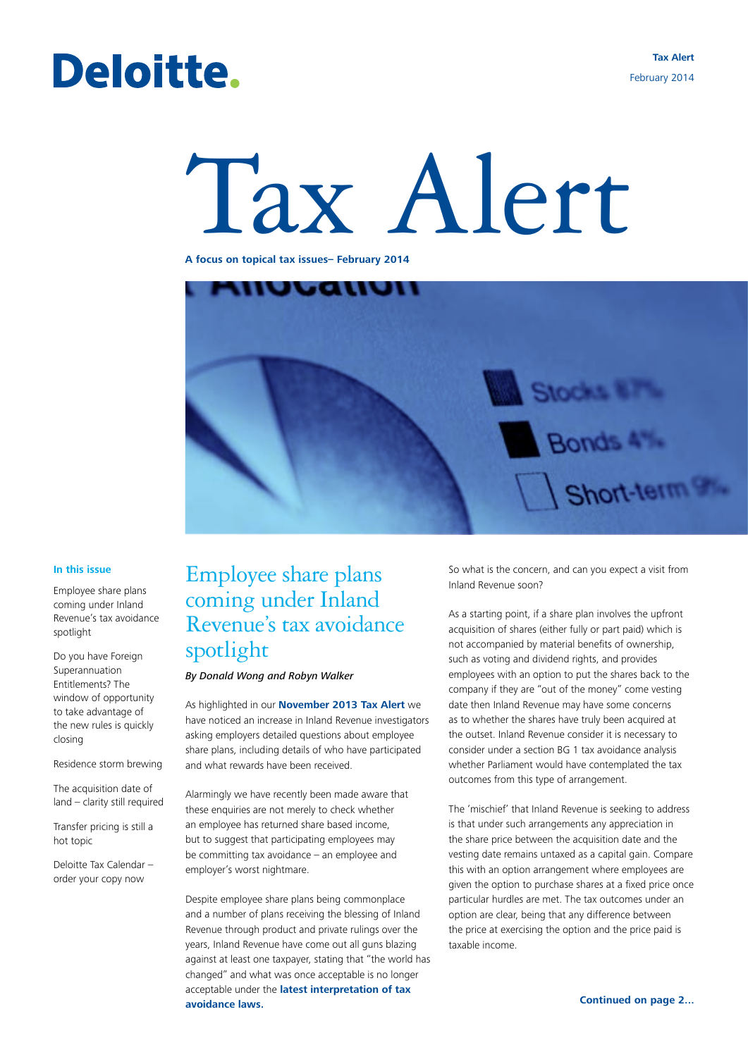Deloitte.

Tax Alert
February 2014

# Tax Alert

**A focus on topical tax issues– February 2014**

**In this issue**

Employee share plans coming under Inland Revenue's tax avoidance spotlight

Do you have Foreign Superannuation Entitlements? The window of opportunity to take advantage of the new rules is quickly closing

Residence storm brewing

The acquisition date of land – clarity still required

Transfer pricing is still a hot topic

Deloitte Tax Calendar – order your copy now

## Employee share plans coming under Inland Revenue's tax avoidance spotlight

*By Donald Wong and Robyn Walker*

As highlighted in our **November 2013 Tax Alert** we have noticed an increase in Inland Revenue investigators asking employers detailed questions about employee share plans, including details of who have participated and what rewards have been received.

Alarmingly we have recently been made aware that these enquiries are not merely to check whether an employee has returned share based income, but to suggest that participating employees may be committing tax avoidance – an employee and employer's worst nightmare.

Despite employee share plans being commonplace and a number of plans receiving the blessing of Inland Revenue through product and private rulings over the years, Inland Revenue have come out all guns blazing against at least one taxpayer, stating that "the world has changed" and what was once acceptable is no longer acceptable under the **latest interpretation of tax avoidance laws.**

So what is the concern, and can you expect a visit from Inland Revenue soon?

As a starting point, if a share plan involves the upfront acquisition of shares (either fully or part paid) which is not accompanied by material benefits of ownership, such as voting and dividend rights, and provides employees with an option to put the shares back to the company if they are "out of the money" come vesting date then Inland Revenue may have some concerns as to whether the shares have truly been acquired at the outset. Inland Revenue consider it is necessary to consider under a section BG 1 tax avoidance analysis whether Parliament would have contemplated the tax outcomes from this type of arrangement.

The 'mischief' that Inland Revenue is seeking to address is that under such arrangements any appreciation in the share price between the acquisition date and the vesting date remains untaxed as a capital gain. Compare this with an option arrangement where employees are given the option to purchase shares at a fixed price once particular hurdles are met. The tax outcomes under an option are clear, being that any difference between the price at exercising the option and the price paid is taxable income.

**Continued on page 2...**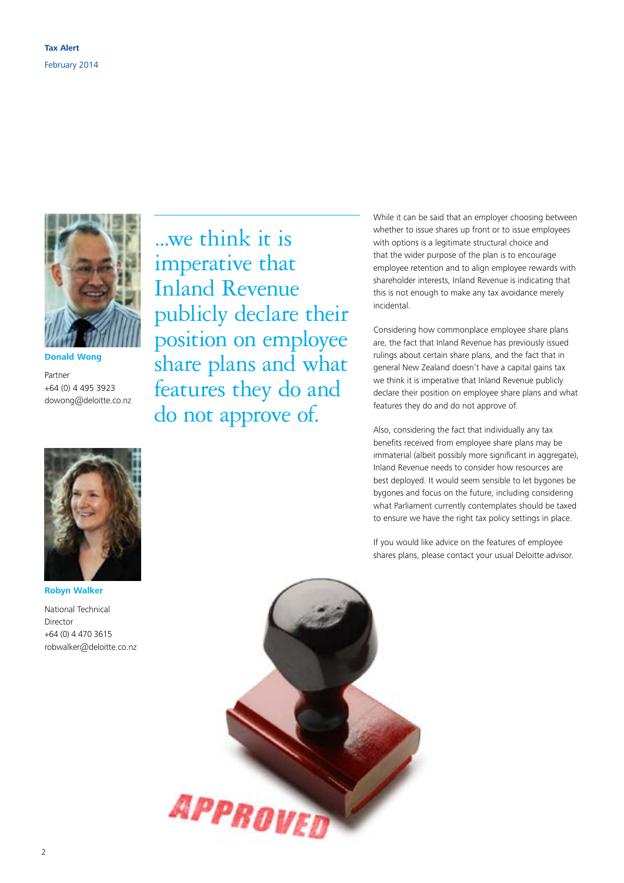**Donald Wong**

Partner
+64 (0) 4 495 3923
dowong@deloitte.co.nz

**Robyn Walker**

National Technical Director
+64 (0) 4 470 3615
robwalker@deloitte.co.nz

> ...we think it is imperative that Inland Revenue publicly declare their position on employee share plans and what features they do and do not approve of.

While it can be said that an employer choosing between whether to issue shares up front or to issue employees with options is a legitimate structural choice and that the wider purpose of the plan is to encourage employee retention and to align employee rewards with shareholder interests, Inland Revenue is indicating that this is not enough to make any tax avoidance merely incidental.

Considering how commonplace employee share plans are, the fact that Inland Revenue has previously issued rulings about certain share plans, and the fact that in general New Zealand doesn't have a capital gains tax we think it is imperative that Inland Revenue publicly declare their position on employee share plans and what features they do and do not approve of.

Also, considering the fact that individually any tax benefits received from employee share plans may be immaterial (albeit possibly more significant in aggregate), Inland Revenue needs to consider how resources are best deployed. It would seem sensible to let bygones be bygones and focus on the future, including considering what Parliament currently contemplates should be taxed to ensure we have the right tax policy settings in place.

If you would like advice on the features of employee shares plans, please contact your usual Deloitte advisor.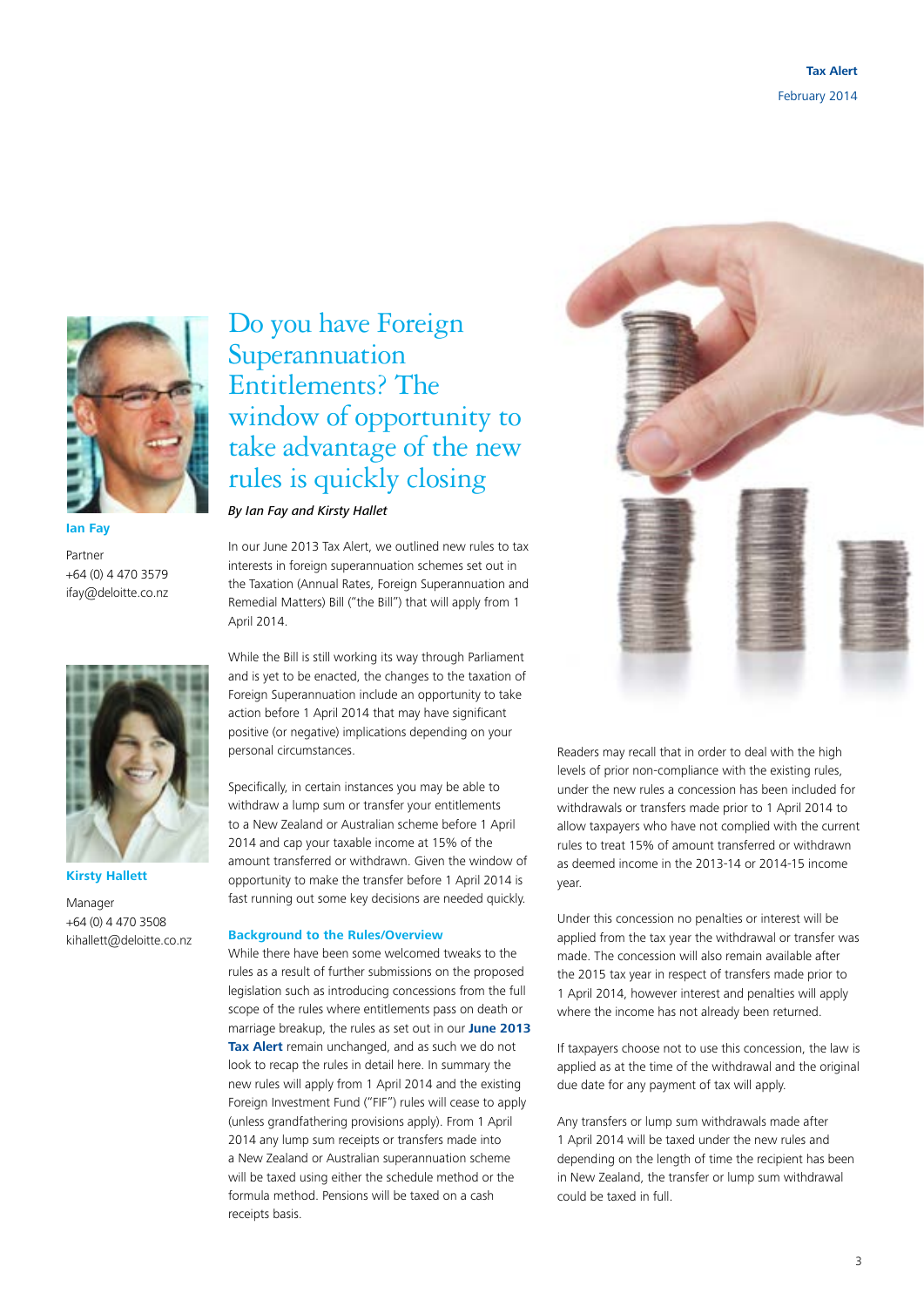# Do you have Foreign Superannuation Entitlements? The window of opportunity to take advantage of the new rules is quickly closing

*By Ian Fay and Kirsty Hallet*

**Ian Fay**

Partner
+64 (0) 4 470 3579
ifay@deloitte.co.nz

**Kirsty Hallett**

Manager
+64 (0) 4 470 3508
kihallett@deloitte.co.nz

In our June 2013 Tax Alert, we outlined new rules to tax interests in foreign superannuation schemes set out in the Taxation (Annual Rates, Foreign Superannuation and Remedial Matters) Bill ("the Bill") that will apply from 1 April 2014.

While the Bill is still working its way through Parliament and is yet to be enacted, the changes to the taxation of Foreign Superannuation include an opportunity to take action before 1 April 2014 that may have significant positive (or negative) implications depending on your personal circumstances.

Specifically, in certain instances you may be able to withdraw a lump sum or transfer your entitlements to a New Zealand or Australian scheme before 1 April 2014 and cap your taxable income at 15% of the amount transferred or withdrawn. Given the window of opportunity to make the transfer before 1 April 2014 is fast running out some key decisions are needed quickly.

### Background to the Rules/Overview

While there have been some welcomed tweaks to the rules as a result of further submissions on the proposed legislation such as introducing concessions from the full scope of the rules where entitlements pass on death or marriage breakup, the rules as set out in our **June 2013 Tax Alert** remain unchanged, and as such we do not look to recap the rules in detail here. In summary the new rules will apply from 1 April 2014 and the existing Foreign Investment Fund ("FIF") rules will cease to apply (unless grandfathering provisions apply). From 1 April 2014 any lump sum receipts or transfers made into a New Zealand or Australian superannuation scheme will be taxed using either the schedule method or the formula method. Pensions will be taxed on a cash receipts basis.

Readers may recall that in order to deal with the high levels of prior non-compliance with the existing rules, under the new rules a concession has been included for withdrawals or transfers made prior to 1 April 2014 to allow taxpayers who have not complied with the current rules to treat 15% of amount transferred or withdrawn as deemed income in the 2013-14 or 2014-15 income year.

Under this concession no penalties or interest will be applied from the tax year the withdrawal or transfer was made. The concession will also remain available after the 2015 tax year in respect of transfers made prior to 1 April 2014, however interest and penalties will apply where the income has not already been returned.

If taxpayers choose not to use this concession, the law is applied as at the time of the withdrawal and the original due date for any payment of tax will apply.

Any transfers or lump sum withdrawals made after 1 April 2014 will be taxed under the new rules and depending on the length of time the recipient has been in New Zealand, the transfer or lump sum withdrawal could be taxed in full.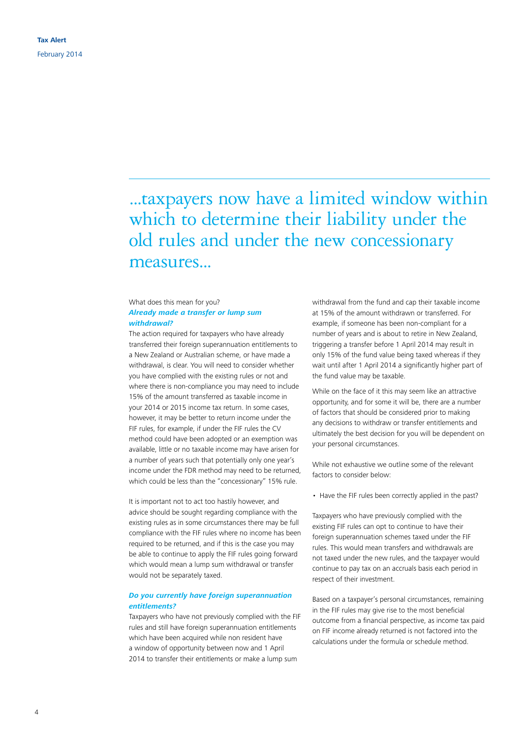> ...taxpayers now have a limited window within which to determine their liability under the old rules and under the new concessionary measures...

What does this mean for you?

***Already made a transfer or lump sum withdrawal?***

The action required for taxpayers who have already transferred their foreign superannuation entitlements to a New Zealand or Australian scheme, or have made a withdrawal, is clear. You will need to consider whether you have complied with the existing rules or not and where there is non-compliance you may need to include 15% of the amount transferred as taxable income in your 2014 or 2015 income tax return. In some cases, however, it may be better to return income under the FIF rules, for example, if under the FIF rules the CV method could have been adopted or an exemption was available, little or no taxable income may have arisen for a number of years such that potentially only one year's income under the FDR method may need to be returned, which could be less than the "concessionary" 15% rule.

It is important not to act too hastily however, and advice should be sought regarding compliance with the existing rules as in some circumstances there may be full compliance with the FIF rules where no income has been required to be returned, and if this is the case you may be able to continue to apply the FIF rules going forward which would mean a lump sum withdrawal or transfer would not be separately taxed.

***Do you currently have foreign superannuation entitlements?***

Taxpayers who have not previously complied with the FIF rules and still have foreign superannuation entitlements which have been acquired while non resident have a window of opportunity between now and 1 April 2014 to transfer their entitlements or make a lump sum withdrawal from the fund and cap their taxable income at 15% of the amount withdrawn or transferred. For example, if someone has been non-compliant for a number of years and is about to retire in New Zealand, triggering a transfer before 1 April 2014 may result in only 15% of the fund value being taxed whereas if they wait until after 1 April 2014 a significantly higher part of the fund value may be taxable.

While on the face of it this may seem like an attractive opportunity, and for some it will be, there are a number of factors that should be considered prior to making any decisions to withdraw or transfer entitlements and ultimately the best decision for you will be dependent on your personal circumstances.

While not exhaustive we outline some of the relevant factors to consider below:

- Have the FIF rules been correctly applied in the past?

Taxpayers who have previously complied with the existing FIF rules can opt to continue to have their foreign superannuation schemes taxed under the FIF rules. This would mean transfers and withdrawals are not taxed under the new rules, and the taxpayer would continue to pay tax on an accruals basis each period in respect of their investment.

Based on a taxpayer's personal circumstances, remaining in the FIF rules may give rise to the most beneficial outcome from a financial perspective, as income tax paid on FIF income already returned is not factored into the calculations under the formula or schedule method.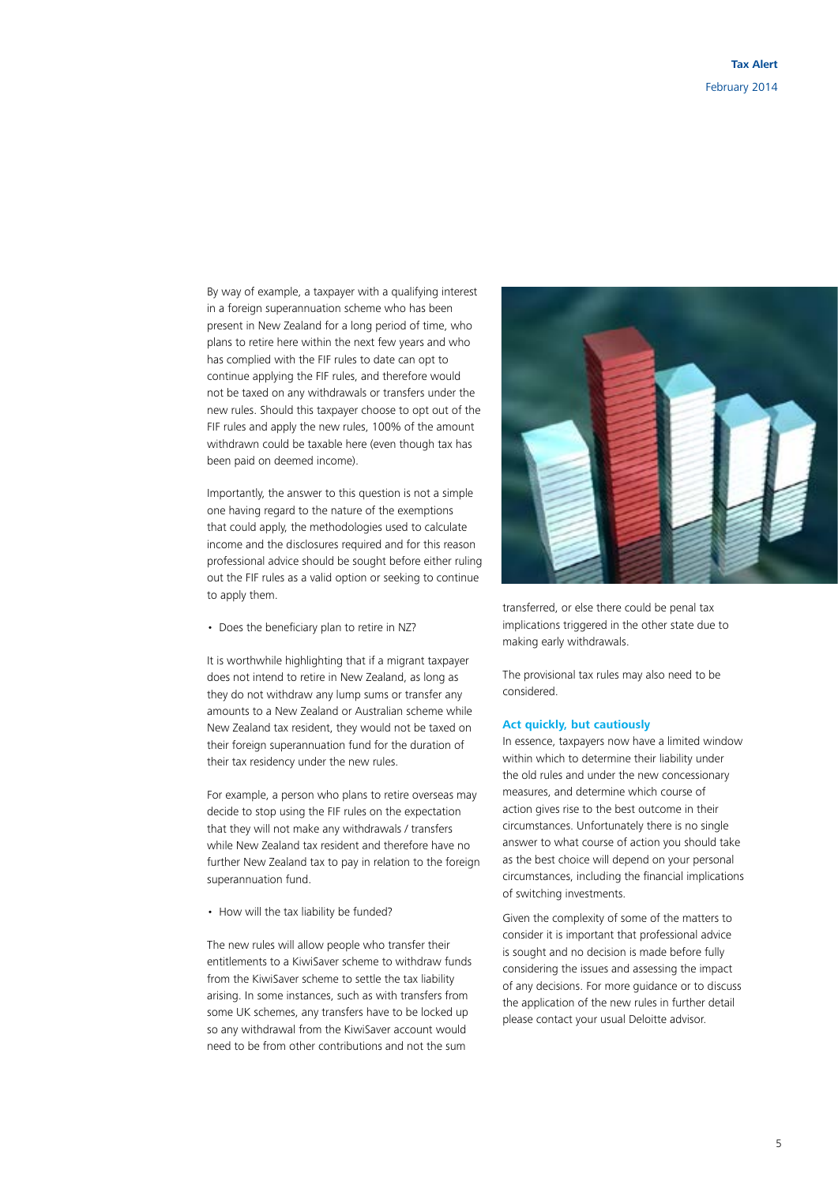By way of example, a taxpayer with a qualifying interest in a foreign superannuation scheme who has been present in New Zealand for a long period of time, who plans to retire here within the next few years and who has complied with the FIF rules to date can opt to continue applying the FIF rules, and therefore would not be taxed on any withdrawals or transfers under the new rules. Should this taxpayer choose to opt out of the FIF rules and apply the new rules, 100% of the amount withdrawn could be taxable here (even though tax has been paid on deemed income).

Importantly, the answer to this question is not a simple one having regard to the nature of the exemptions that could apply, the methodologies used to calculate income and the disclosures required and for this reason professional advice should be sought before either ruling out the FIF rules as a valid option or seeking to continue to apply them.

- Does the beneficiary plan to retire in NZ?

It is worthwhile highlighting that if a migrant taxpayer does not intend to retire in New Zealand, as long as they do not withdraw any lump sums or transfer any amounts to a New Zealand or Australian scheme while New Zealand tax resident, they would not be taxed on their foreign superannuation fund for the duration of their tax residency under the new rules.

For example, a person who plans to retire overseas may decide to stop using the FIF rules on the expectation that they will not make any withdrawals / transfers while New Zealand tax resident and therefore have no further New Zealand tax to pay in relation to the foreign superannuation fund.

- How will the tax liability be funded?

The new rules will allow people who transfer their entitlements to a KiwiSaver scheme to withdraw funds from the KiwiSaver scheme to settle the tax liability arising. In some instances, such as with transfers from some UK schemes, any transfers have to be locked up so any withdrawal from the KiwiSaver account would need to be from other contributions and not the sum transferred, or else there could be penal tax implications triggered in the other state due to making early withdrawals.

The provisional tax rules may also need to be considered.

### Act quickly, but cautiously

In essence, taxpayers now have a limited window within which to determine their liability under the old rules and under the new concessionary measures, and determine which course of action gives rise to the best outcome in their circumstances. Unfortunately there is no single answer to what course of action you should take as the best choice will depend on your personal circumstances, including the financial implications of switching investments.

Given the complexity of some of the matters to consider it is important that professional advice is sought and no decision is made before fully considering the issues and assessing the impact of any decisions. For more guidance or to discuss the application of the new rules in further detail please contact your usual Deloitte advisor.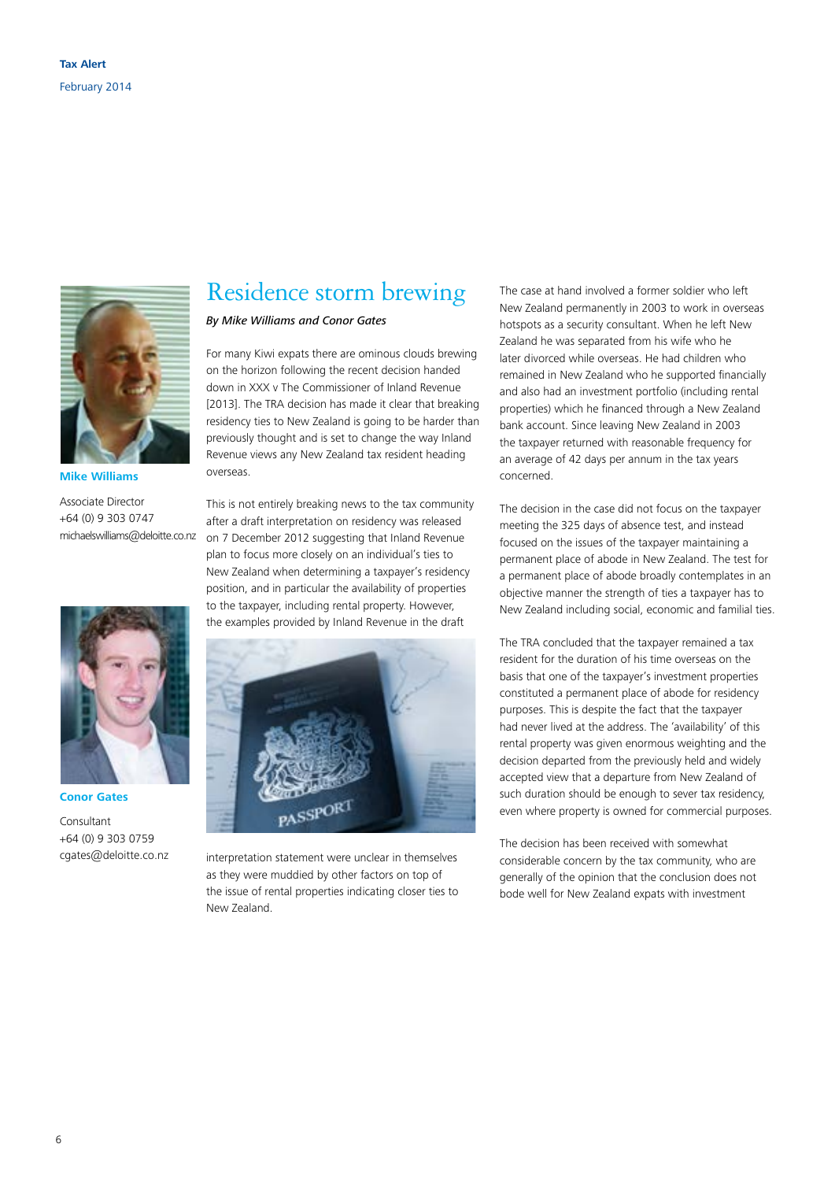# Residence storm brewing

*By Mike Williams and Conor Gates*

**Mike Williams**

Associate Director
+64 (0) 9 303 0747
michaelswilliams@deloitte.co.nz

**Conor Gates**

Consultant
+64 (0) 9 303 0759
cgates@deloitte.co.nz

For many Kiwi expats there are ominous clouds brewing on the horizon following the recent decision handed down in XXX v The Commissioner of Inland Revenue [2013]. The TRA decision has made it clear that breaking residency ties to New Zealand is going to be harder than previously thought and is set to change the way Inland Revenue views any New Zealand tax resident heading overseas.

This is not entirely breaking news to the tax community after a draft interpretation on residency was released on 7 December 2012 suggesting that Inland Revenue plan to focus more closely on an individual's ties to New Zealand when determining a taxpayer's residency position, and in particular the availability of properties to the taxpayer, including rental property. However, the examples provided by Inland Revenue in the draft interpretation statement were unclear in themselves as they were muddied by other factors on top of the issue of rental properties indicating closer ties to New Zealand.

The case at hand involved a former soldier who left New Zealand permanently in 2003 to work in overseas hotspots as a security consultant. When he left New Zealand he was separated from his wife who he later divorced while overseas. He had children who remained in New Zealand who he supported financially and also had an investment portfolio (including rental properties) which he financed through a New Zealand bank account. Since leaving New Zealand in 2003 the taxpayer returned with reasonable frequency for an average of 42 days per annum in the tax years concerned.

The decision in the case did not focus on the taxpayer meeting the 325 days of absence test, and instead focused on the issues of the taxpayer maintaining a permanent place of abode in New Zealand. The test for a permanent place of abode broadly contemplates in an objective manner the strength of ties a taxpayer has to New Zealand including social, economic and familial ties.

The TRA concluded that the taxpayer remained a tax resident for the duration of his time overseas on the basis that one of the taxpayer's investment properties constituted a permanent place of abode for residency purposes. This is despite the fact that the taxpayer had never lived at the address. The 'availability' of this rental property was given enormous weighting and the decision departed from the previously held and widely accepted view that a departure from New Zealand of such duration should be enough to sever tax residency, even where property is owned for commercial purposes.

The decision has been received with somewhat considerable concern by the tax community, who are generally of the opinion that the conclusion does not bode well for New Zealand expats with investment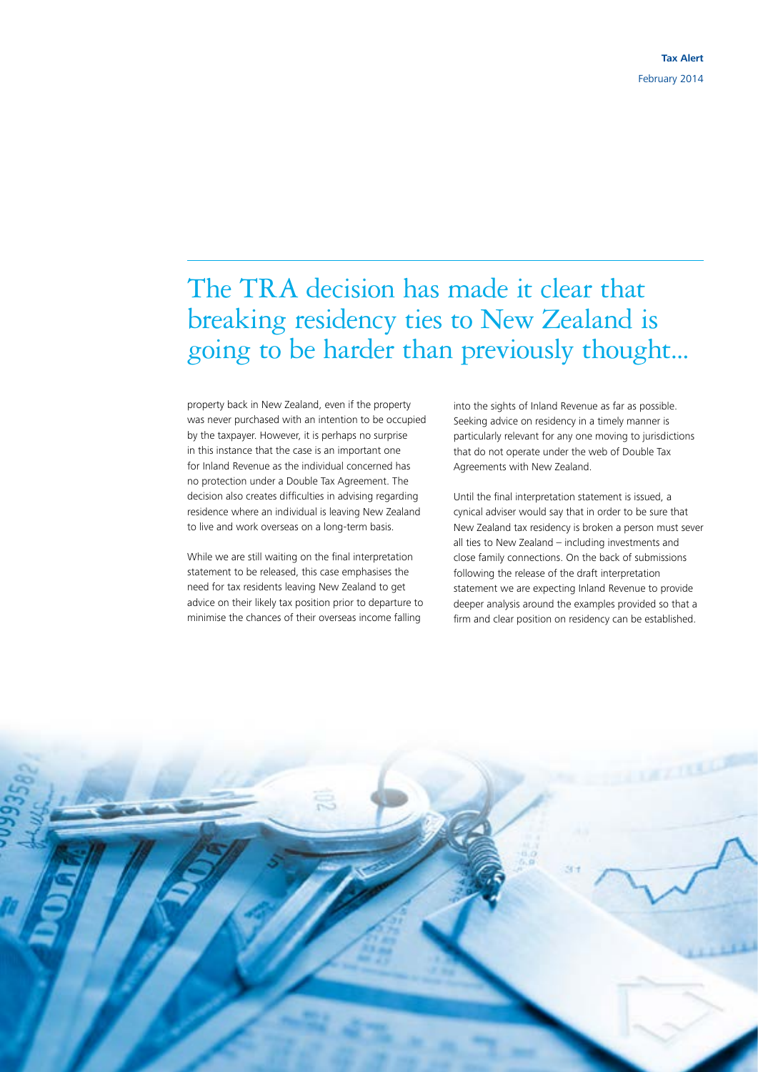> The TRA decision has made it clear that breaking residency ties to New Zealand is going to be harder than previously thought...

property back in New Zealand, even if the property was never purchased with an intention to be occupied by the taxpayer. However, it is perhaps no surprise in this instance that the case is an important one for Inland Revenue as the individual concerned has no protection under a Double Tax Agreement. The decision also creates difficulties in advising regarding residence where an individual is leaving New Zealand to live and work overseas on a long-term basis.

While we are still waiting on the final interpretation statement to be released, this case emphasises the need for tax residents leaving New Zealand to get advice on their likely tax position prior to departure to minimise the chances of their overseas income falling into the sights of Inland Revenue as far as possible. Seeking advice on residency in a timely manner is particularly relevant for any one moving to jurisdictions that do not operate under the web of Double Tax Agreements with New Zealand.

Until the final interpretation statement is issued, a cynical adviser would say that in order to be sure that New Zealand tax residency is broken a person must sever all ties to New Zealand – including investments and close family connections. On the back of submissions following the release of the draft interpretation statement we are expecting Inland Revenue to provide deeper analysis around the examples provided so that a firm and clear position on residency can be established.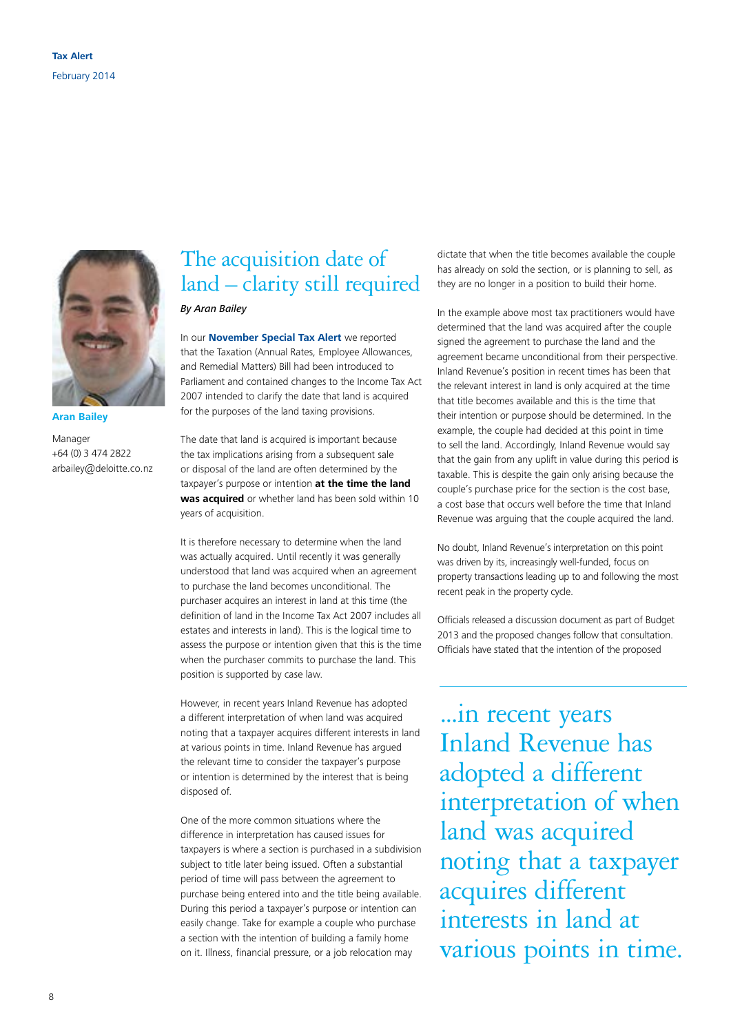# The acquisition date of land – clarity still required

*By Aran Bailey*

**Aran Bailey**

Manager
+64 (0) 3 474 2822
arbailey@deloitte.co.nz

In our **November Special Tax Alert** we reported that the Taxation (Annual Rates, Employee Allowances, and Remedial Matters) Bill had been introduced to Parliament and contained changes to the Income Tax Act 2007 intended to clarify the date that land is acquired for the purposes of the land taxing provisions.

The date that land is acquired is important because the tax implications arising from a subsequent sale or disposal of the land are often determined by the taxpayer's purpose or intention **at the time the land was acquired** or whether land has been sold within 10 years of acquisition.

It is therefore necessary to determine when the land was actually acquired. Until recently it was generally understood that land was acquired when an agreement to purchase the land becomes unconditional. The purchaser acquires an interest in land at this time (the definition of land in the Income Tax Act 2007 includes all estates and interests in land). This is the logical time to assess the purpose or intention given that this is the time when the purchaser commits to purchase the land. This position is supported by case law.

However, in recent years Inland Revenue has adopted a different interpretation of when land was acquired noting that a taxpayer acquires different interests in land at various points in time. Inland Revenue has argued the relevant time to consider the taxpayer's purpose or intention is determined by the interest that is being disposed of.

One of the more common situations where the difference in interpretation has caused issues for taxpayers is where a section is purchased in a subdivision subject to title later being issued. Often a substantial period of time will pass between the agreement to purchase being entered into and the title being available. During this period a taxpayer's purpose or intention can easily change. Take for example a couple who purchase a section with the intention of building a family home on it. Illness, financial pressure, or a job relocation may dictate that when the title becomes available the couple has already on sold the section, or is planning to sell, as they are no longer in a position to build their home.

In the example above most tax practitioners would have determined that the land was acquired after the couple signed the agreement to purchase the land and the agreement became unconditional from their perspective. Inland Revenue's position in recent times has been that the relevant interest in land is only acquired at the time that title becomes available and this is the time that their intention or purpose should be determined. In the example, the couple had decided at this point in time to sell the land. Accordingly, Inland Revenue would say that the gain from any uplift in value during this period is taxable. This is despite the gain only arising because the couple's purchase price for the section is the cost base, a cost base that occurs well before the time that Inland Revenue was arguing that the couple acquired the land.

No doubt, Inland Revenue's interpretation on this point was driven by its, increasingly well-funded, focus on property transactions leading up to and following the most recent peak in the property cycle.

Officials released a discussion document as part of Budget 2013 and the proposed changes follow that consultation. Officials have stated that the intention of the proposed

> ...in recent years Inland Revenue has adopted a different interpretation of when land was acquired noting that a taxpayer acquires different interests in land at various points in time.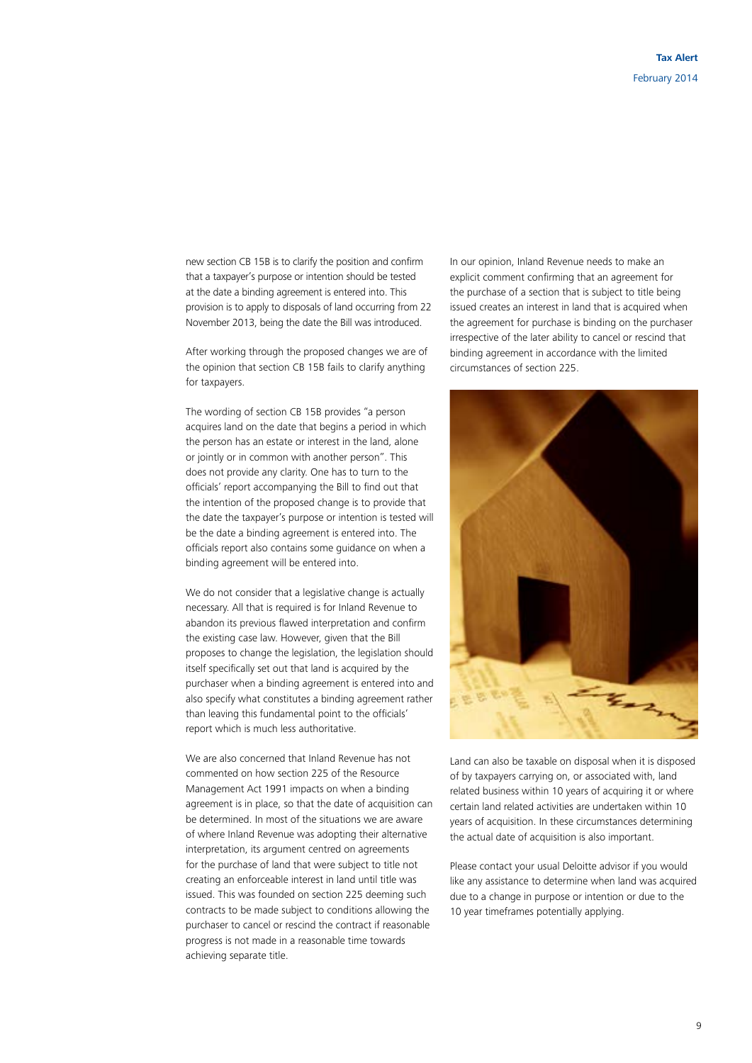new section CB 15B is to clarify the position and confirm that a taxpayer's purpose or intention should be tested at the date a binding agreement is entered into. This provision is to apply to disposals of land occurring from 22 November 2013, being the date the Bill was introduced.

After working through the proposed changes we are of the opinion that section CB 15B fails to clarify anything for taxpayers.

The wording of section CB 15B provides "a person acquires land on the date that begins a period in which the person has an estate or interest in the land, alone or jointly or in common with another person". This does not provide any clarity. One has to turn to the officials' report accompanying the Bill to find out that the intention of the proposed change is to provide that the date the taxpayer's purpose or intention is tested will be the date a binding agreement is entered into. The officials report also contains some guidance on when a binding agreement will be entered into.

We do not consider that a legislative change is actually necessary. All that is required is for Inland Revenue to abandon its previous flawed interpretation and confirm the existing case law. However, given that the Bill proposes to change the legislation, the legislation should itself specifically set out that land is acquired by the purchaser when a binding agreement is entered into and also specify what constitutes a binding agreement rather than leaving this fundamental point to the officials' report which is much less authoritative.

We are also concerned that Inland Revenue has not commented on how section 225 of the Resource Management Act 1991 impacts on when a binding agreement is in place, so that the date of acquisition can be determined. In most of the situations we are aware of where Inland Revenue was adopting their alternative interpretation, its argument centred on agreements for the purchase of land that were subject to title not creating an enforceable interest in land until title was issued. This was founded on section 225 deeming such contracts to be made subject to conditions allowing the purchaser to cancel or rescind the contract if reasonable progress is not made in a reasonable time towards achieving separate title.

In our opinion, Inland Revenue needs to make an explicit comment confirming that an agreement for the purchase of a section that is subject to title being issued creates an interest in land that is acquired when the agreement for purchase is binding on the purchaser irrespective of the later ability to cancel or rescind that binding agreement in accordance with the limited circumstances of section 225.

Land can also be taxable on disposal when it is disposed of by taxpayers carrying on, or associated with, land related business within 10 years of acquiring it or where certain land related activities are undertaken within 10 years of acquisition. In these circumstances determining the actual date of acquisition is also important.

Please contact your usual Deloitte advisor if you would like any assistance to determine when land was acquired due to a change in purpose or intention or due to the 10 year timeframes potentially applying.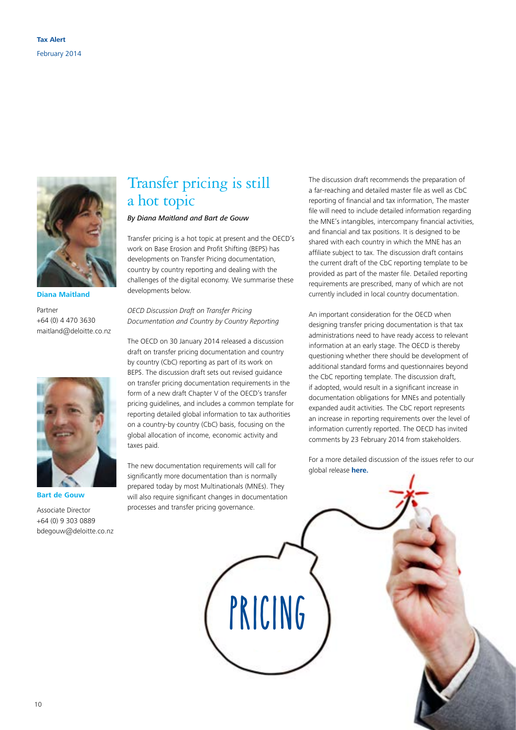Diana Maitland

Partner
+64 (0) 4 470 3630
maitland@deloitte.co.nz

Bart de Gouw

Associate Director
+64 (0) 9 303 0889
bdegouw@deloitte.co.nz

# Transfer pricing is still a hot topic

*By Diana Maitland and Bart de Gouw*

Transfer pricing is a hot topic at present and the OECD's work on Base Erosion and Profit Shifting (BEPS) has developments on Transfer Pricing documentation, country by country reporting and dealing with the challenges of the digital economy. We summarise these developments below.

*OECD Discussion Draft on Transfer Pricing Documentation and Country by Country Reporting*

The OECD on 30 January 2014 released a discussion draft on transfer pricing documentation and country by country (CbC) reporting as part of its work on BEPS. The discussion draft sets out revised guidance on transfer pricing documentation requirements in the form of a new draft Chapter V of the OECD's transfer pricing guidelines, and includes a common template for reporting detailed global information to tax authorities on a country-by country (CbC) basis, focusing on the global allocation of income, economic activity and taxes paid.

The new documentation requirements will call for significantly more documentation than is normally prepared today by most Multinationals (MNEs). They will also require significant changes in documentation processes and transfer pricing governance.

The discussion draft recommends the preparation of a far-reaching and detailed master file as well as CbC reporting of financial and tax information, The master file will need to include detailed information regarding the MNE's intangibles, intercompany financial activities, and financial and tax positions. It is designed to be shared with each country in which the MNE has an affiliate subject to tax. The discussion draft contains the current draft of the CbC reporting template to be provided as part of the master file. Detailed reporting requirements are prescribed, many of which are not currently included in local country documentation.

An important consideration for the OECD when designing transfer pricing documentation is that tax administrations need to have ready access to relevant information at an early stage. The OECD is thereby questioning whether there should be development of additional standard forms and questionnaires beyond the CbC reporting template. The discussion draft, if adopted, would result in a significant increase in documentation obligations for MNEs and potentially expanded audit activities. The CbC report represents an increase in reporting requirements over the level of information currently reported. The OECD has invited comments by 23 February 2014 from stakeholders.

For a more detailed discussion of the issues refer to our global release **here.**

PRICING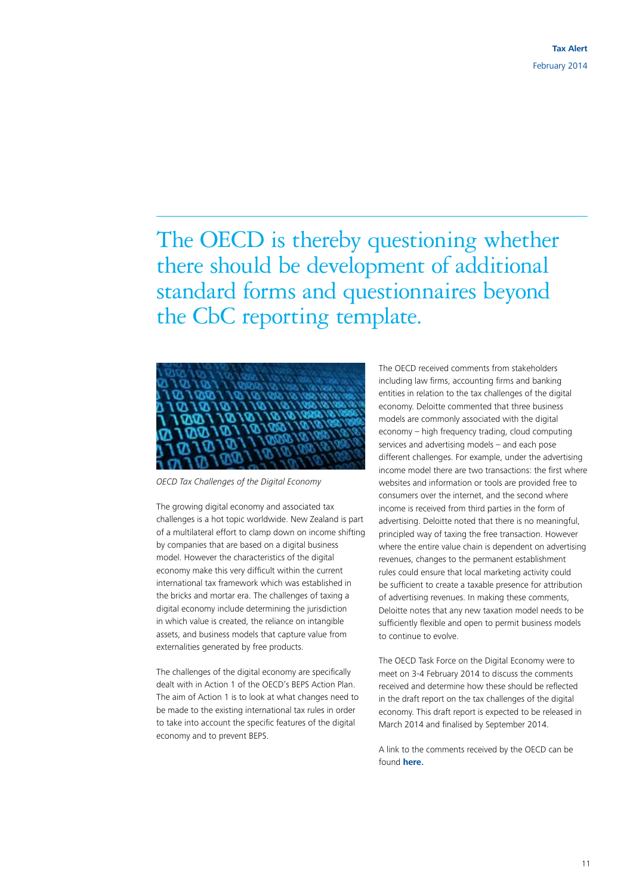The OECD is thereby questioning whether there should be development of additional standard forms and questionnaires beyond the CbC reporting template.

*OECD Tax Challenges of the Digital Economy*

The growing digital economy and associated tax challenges is a hot topic worldwide. New Zealand is part of a multilateral effort to clamp down on income shifting by companies that are based on a digital business model. However the characteristics of the digital economy make this very difficult within the current international tax framework which was established in the bricks and mortar era. The challenges of taxing a digital economy include determining the jurisdiction in which value is created, the reliance on intangible assets, and business models that capture value from externalities generated by free products.

The challenges of the digital economy are specifically dealt with in Action 1 of the OECD's BEPS Action Plan. The aim of Action 1 is to look at what changes need to be made to the existing international tax rules in order to take into account the specific features of the digital economy and to prevent BEPS.

The OECD received comments from stakeholders including law firms, accounting firms and banking entities in relation to the tax challenges of the digital economy. Deloitte commented that three business models are commonly associated with the digital economy – high frequency trading, cloud computing services and advertising models – and each pose different challenges. For example, under the advertising income model there are two transactions: the first where websites and information or tools are provided free to consumers over the internet, and the second where income is received from third parties in the form of advertising. Deloitte noted that there is no meaningful, principled way of taxing the free transaction. However where the entire value chain is dependent on advertising revenues, changes to the permanent establishment rules could ensure that local marketing activity could be sufficient to create a taxable presence for attribution of advertising revenues. In making these comments, Deloitte notes that any new taxation model needs to be sufficiently flexible and open to permit business models to continue to evolve.

The OECD Task Force on the Digital Economy were to meet on 3-4 February 2014 to discuss the comments received and determine how these should be reflected in the draft report on the tax challenges of the digital economy. This draft report is expected to be released in March 2014 and finalised by September 2014.

A link to the comments received by the OECD can be found **here.**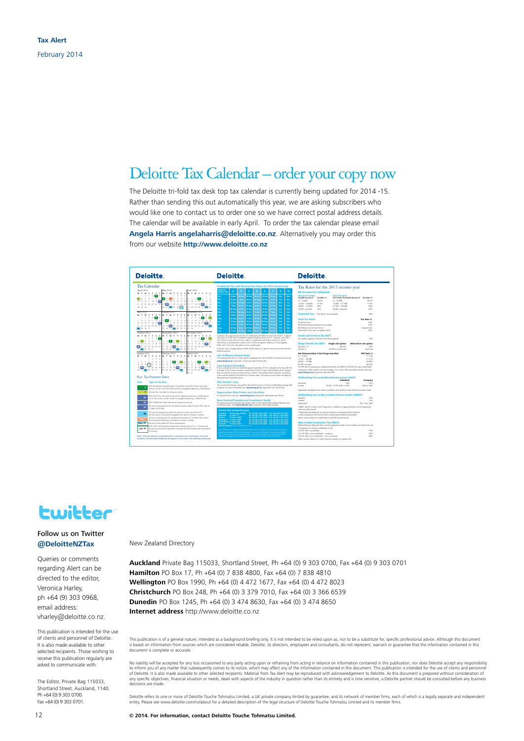# Deloitte Tax Calendar – order your copy now

The Deloitte tri-fold tax desk top tax calendar is currently being updated for 2014 -15. Rather than sending this out automatically this year, we are asking subscribers who would like one to contact us to order one so we have correct postal address details. The calendar will be available in early April. To order the tax calendar please email **Angela Harris angelaharris@deloitte.co.nz**. Alternatively you may order this from our website **http://www.deloitte.co.nz**

Follow us on Twitter **@DeloitteNZTax**

Queries or comments regarding Alert can be directed to the editor, Veronica Harley, ph +64 (9) 303 0968, email address: vharley@deloitte.co.nz.

This publication is intended for the use of clients and personnel of Deloitte. It is also made available to other selected recipients. Those wishing to receive this publication regularly are asked to communicate with:

The Editor, Private Bag 115033, Shortland Street, Auckland, 1140.
Ph +64 (0) 9 303 0700.
Fax +64 (0) 9 303 0701.

New Zealand Directory

**Auckland** Private Bag 115033, Shortland Street, Ph +64 (0) 9 303 0700, Fax +64 (0) 9 303 0701
**Hamilton** PO Box 17, Ph +64 (0) 7 838 4800, Fax +64 (0) 7 838 4810
**Wellington** PO Box 1990, Ph +64 (0) 4 472 1677, Fax +64 (0) 4 472 8023
**Christchurch** PO Box 248, Ph +64 (0) 3 379 7010, Fax +64 (0) 3 366 6539
**Dunedin** PO Box 1245, Ph +64 (0) 3 474 8630, Fax +64 (0) 3 474 8650
**Internet address** http://www.deloitte.co.nz

This publication is of a general nature, intended as a background briefing only. It is not intended to be relied upon as, nor to be a substitute for, specific professional advice. Although this document is based on information from sources which are considered reliable, Deloitte, its directors, employees and consultants, do not represent, warrant or guarantee that the information contained in this document is complete or accurate.

No liability will be accepted for any loss occasioned to any party acting upon or refraining from acting in reliance on information contained in this publication, nor does Deloitte accept any responsibility to inform you of any matter that subsequently comes to its notice, which may affect any of the information contained in this document. This publication is intended for the use of clients and personnel of Deloitte. It is also made available to other selected recipients. Material from Tax Alert may be reproduced with acknowledgement to Deloitte. As this document is prepared without consideration of any specific objectives, financial situation or needs, deals with aspects of the industry in question rather than its entirety and is time sensitive, a Deloitte partner should be consulted before any business decisions are made.

Deloitte refers to one or more of Deloitte Touche Tohmatsu Limited, a UK private company limited by guarantee, and its network of member firms, each of which is a legally separate and independent entity. Please see www.deloitte.com/nz/about for a detailed description of the legal structure of Deloitte Touche Tohmatsu Limited and its member firms.

**© 2014. For information, contact Deloitte Touche Tohmatsu Limited.**